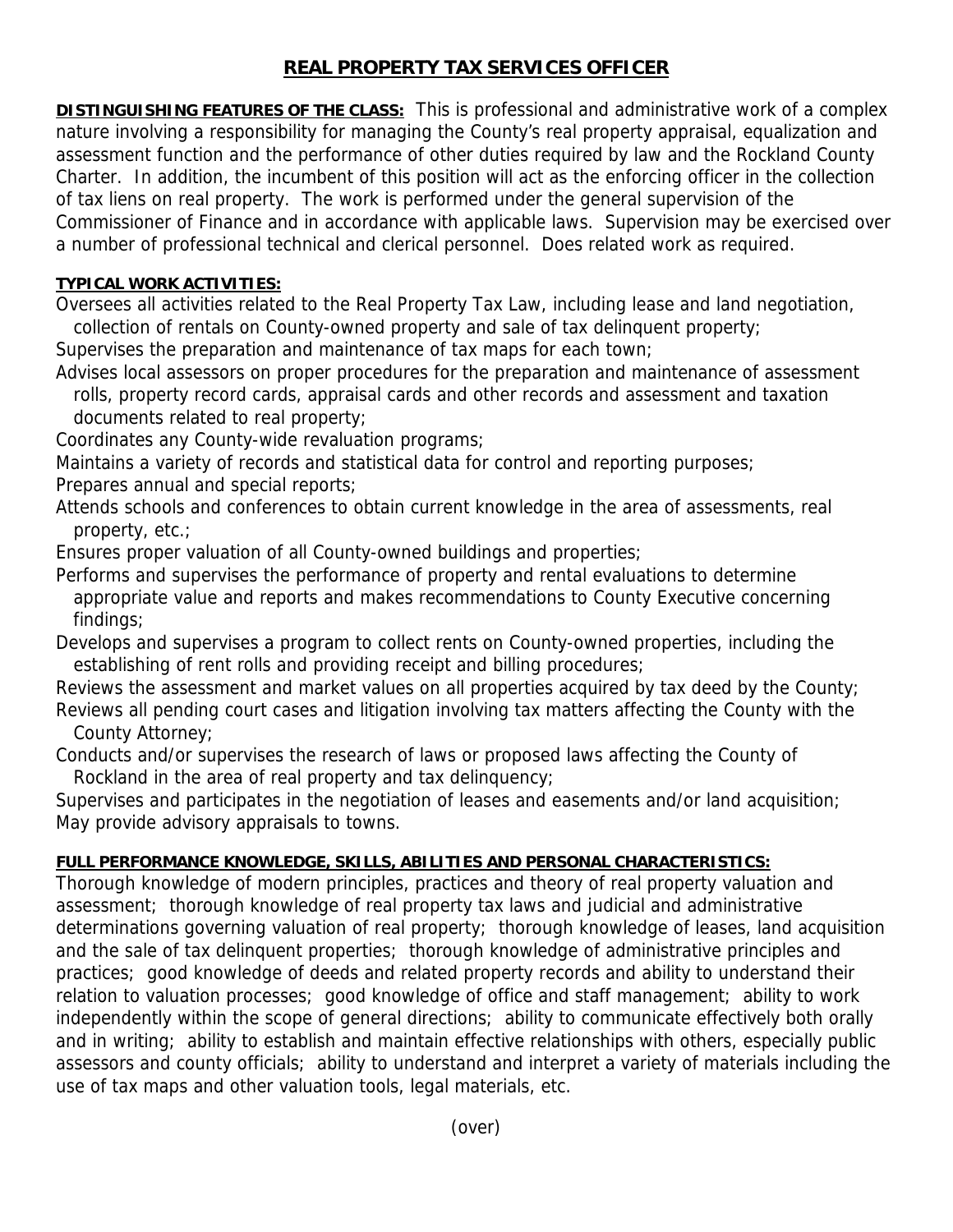# REAL PROPERTY TAX SERVICES OFFICER

**DISTINGUISHING FEATURES OF THE CLASS:** This is professional and administrative work of a complex nature involving a responsibility for managing the County's real property appraisal, equalization and assessment function and the performance of other duties required by law and the Rockland County Charter. In addition, the incumbent of this position will act as the enforcing officer in the collection of tax liens on real property. The work is performed under the general supervision of the Commissioner of Finance and in accordance with applicable laws. Supervision may be exercised over a number of professional technical and clerical personnel. Does related work as required.

**TYPICAL WORK ACTIVITIES:**

Oversees all activities related to the Real Property Tax Law, including lease and land negotiation, collection of rentals on County-owned property and sale of tax delinquent property;

Supervises the preparation and maintenance of tax maps for each town;

Advises local assessors on proper procedures for the preparation and maintenance of assessment rolls, property record cards, appraisal cards and other records and assessment and taxation documents related to real property;

Coordinates any County-wide revaluation programs;

Maintains a variety of records and statistical data for control and reporting purposes;

Prepares annual and special reports;

Attends schools and conferences to obtain current knowledge in the area of assessments, real property, etc.;

Ensures proper valuation of all County-owned buildings and properties;

Performs and supervises the performance of property and rental evaluations to determine appropriate value and reports and makes recommendations to County Executive concerning findings;

Develops and supervises a program to collect rents on County-owned properties, including the establishing of rent rolls and providing receipt and billing procedures;

Reviews the assessment and market values on all properties acquired by tax deed by the County;

Reviews all pending court cases and litigation involving tax matters affecting the County with the County Attorney;

Conducts and/or supervises the research of laws or proposed laws affecting the County of Rockland in the area of real property and tax delinquency;

Supervises and participates in the negotiation of leases and easements and/or land acquisition;

May provide advisory appraisals to towns.

**FULL PERFORMANCE KNOWLEDGE, SKILLS, ABILITIES AND PERSONAL CHARACTERISTICS:**

Thorough knowledge of modern principles, practices and theory of real property valuation and assessment; thorough knowledge of real property tax laws and judicial and administrative determinations governing valuation of real property; thorough knowledge of leases, land acquisition and the sale of tax delinquent properties; thorough knowledge of administrative principles and practices; good knowledge of deeds and related property records and ability to understand their relation to valuation processes; good knowledge of office and staff management; ability to work independently within the scope of general directions; ability to communicate effectively both orally and in writing; ability to establish and maintain effective relationships with others, especially public assessors and county officials; ability to understand and interpret a variety of materials including the use of tax maps and other valuation tools, legal materials, etc.

(over)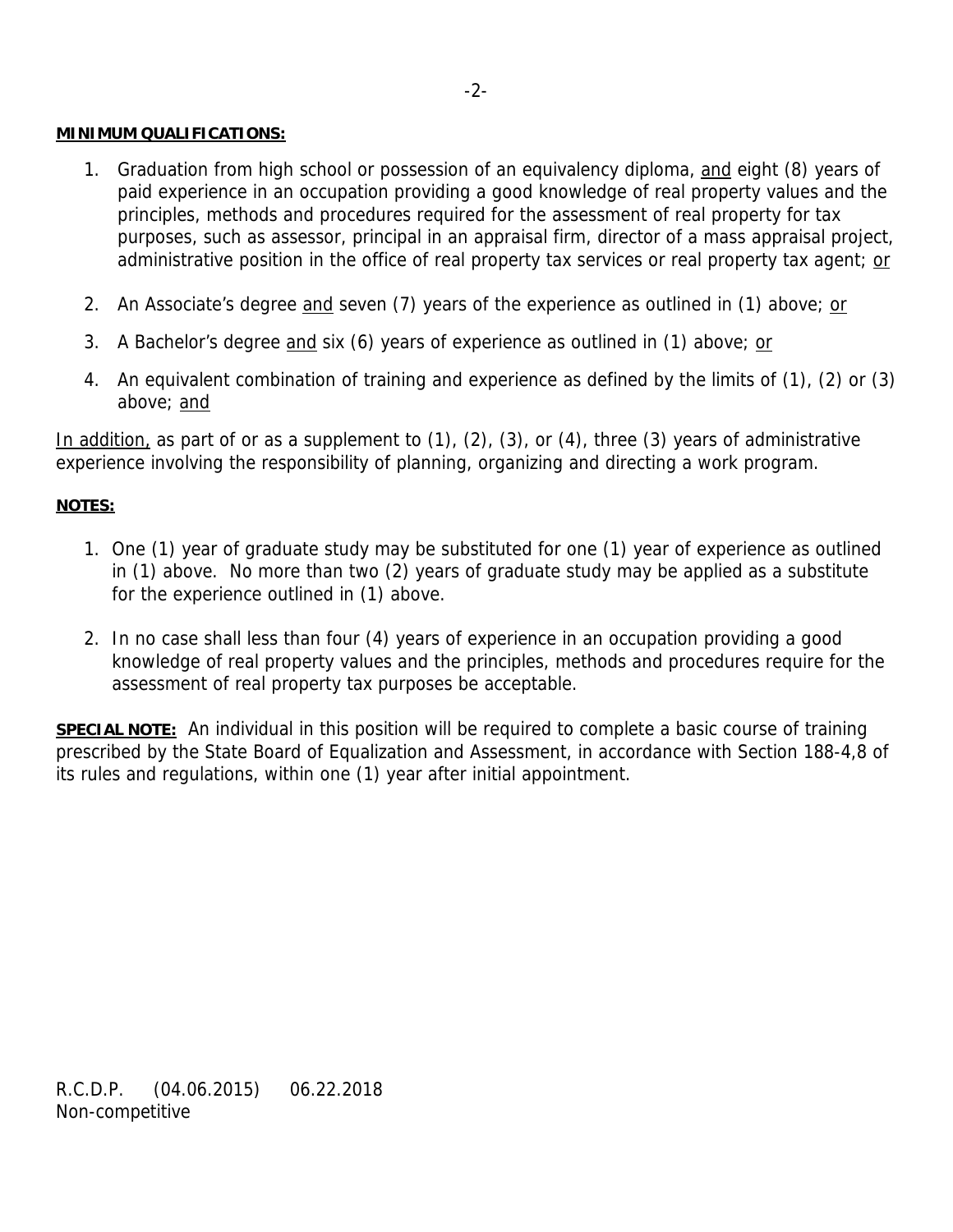**MINIMUM QUALIFICATIONS:**

1. Graduation from high school or possession of an equivalency diploma, <u>and</u> eight (8) years of paid experience in an occupation providing a good knowledge of real property values and the principles, methods and procedures required for the assessment of real property for tax purposes, such as assessor, principal in an appraisal firm, director of a mass appraisal project, administrative position in the office of real property tax services or real property tax agent; <u>or</u>

2. An Associate's degree <u>and</u> seven (7) years of the experience as outlined in (1) above; <u>or</u>

3. A Bachelor's degree <u>and</u> six (6) years of experience as outlined in (1) above; <u>or</u>

4. An equivalent combination of training and experience as defined by the limits of (1), (2) or (3) above; <u>and</u>

<u>In addition,</u> as part of or as a supplement to (1), (2), (3), or (4), three (3) years of administrative experience involving the responsibility of planning, organizing and directing a work program.

**NOTES:**

1. One (1) year of graduate study may be substituted for one (1) year of experience as outlined in (1) above. No more than two (2) years of graduate study may be applied as a substitute for the experience outlined in (1) above.

2. In no case shall less than four (4) years of experience in an occupation providing a good knowledge of real property values and the principles, methods and procedures require for the assessment of real property tax purposes be acceptable.

**SPECIAL NOTE:** An individual in this position will be required to complete a basic course of training prescribed by the State Board of Equalization and Assessment, in accordance with Section 188-4,8 of its rules and regulations, within one (1) year after initial appointment.

R.C.D.P. (04.06.2015) 06.22.2018
Non-competitive